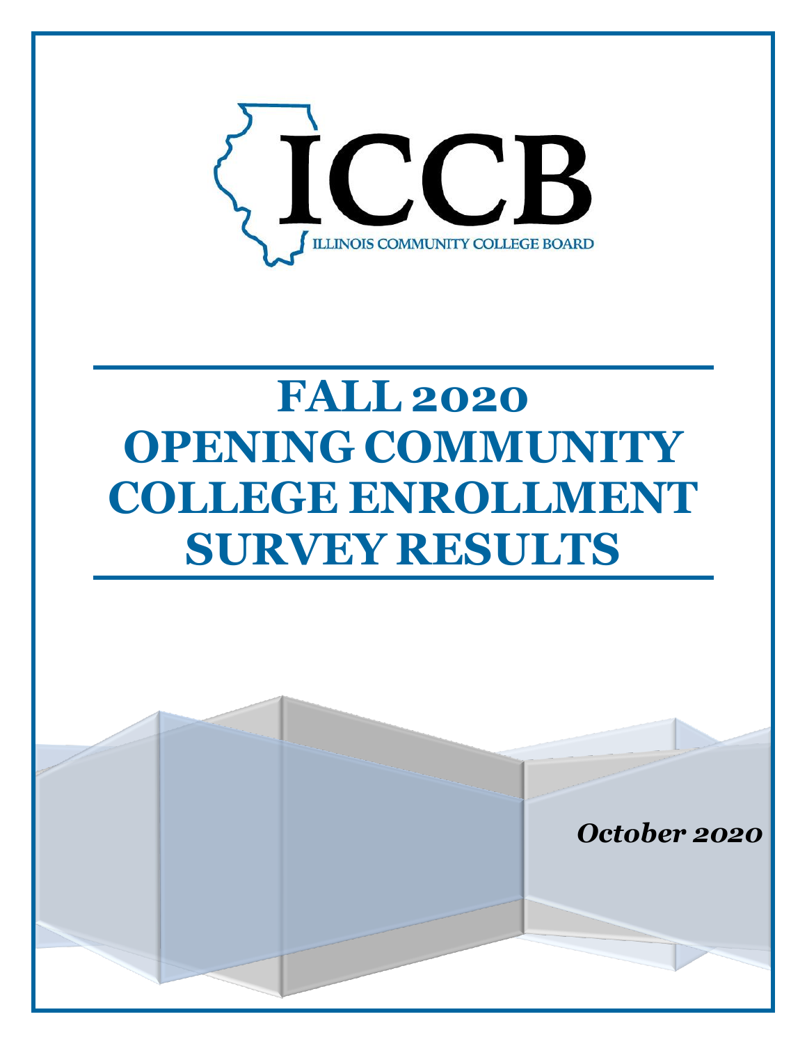ICCB

ILLINOIS COMMUNITY COLLEGE BOARD

# FALL 2020 OPENING COMMUNITY COLLEGE ENROLLMENT SURVEY RESULTS

*October 2020*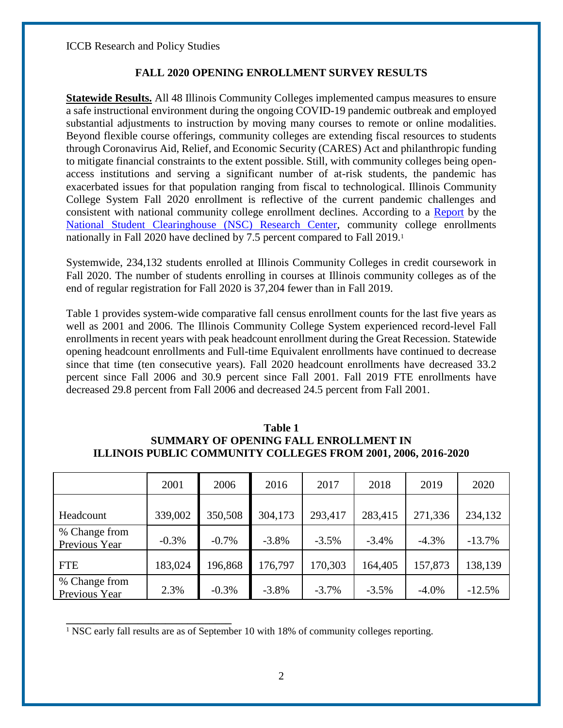ICCB Research and Policy Studies

## FALL 2020 OPENING ENROLLMENT SURVEY RESULTS

**Statewide Results.** All 48 Illinois Community Colleges implemented campus measures to ensure a safe instructional environment during the ongoing COVID-19 pandemic outbreak and employed substantial adjustments to instruction by moving many courses to remote or online modalities. Beyond flexible course offerings, community colleges are extending fiscal resources to students through Coronavirus Aid, Relief, and Economic Security (CARES) Act and philanthropic funding to mitigate financial constraints to the extent possible. Still, with community colleges being open-access institutions and serving a significant number of at-risk students, the pandemic has exacerbated issues for that population ranging from fiscal to technological. Illinois Community College System Fall 2020 enrollment is reflective of the current pandemic challenges and consistent with national community college enrollment declines. According to a Report by the National Student Clearinghouse (NSC) Research Center, community college enrollments nationally in Fall 2020 have declined by 7.5 percent compared to Fall 2019.[1]

Systemwide, 234,132 students enrolled at Illinois Community Colleges in credit coursework in Fall 2020. The number of students enrolling in courses at Illinois community colleges as of the end of regular registration for Fall 2020 is 37,204 fewer than in Fall 2019.

Table 1 provides system-wide comparative fall census enrollment counts for the last five years as well as 2001 and 2006. The Illinois Community College System experienced record-level Fall enrollments in recent years with peak headcount enrollment during the Great Recession. Statewide opening headcount enrollments and Full-time Equivalent enrollments have continued to decrease since that time (ten consecutive years). Fall 2020 headcount enrollments have decreased 33.2 percent since Fall 2006 and 30.9 percent since Fall 2001. Fall 2019 FTE enrollments have decreased 29.8 percent from Fall 2006 and decreased 24.5 percent from Fall 2001.

**Table 1**
**SUMMARY OF OPENING FALL ENROLLMENT IN ILLINOIS PUBLIC COMMUNITY COLLEGES FROM 2001, 2006, 2016-2020**

| | 2001 | 2006 | 2016 | 2017 | 2018 | 2019 | 2020 |
|---|---|---|---|---|---|---|---|
| Headcount | 339,002 | 350,508 | 304,173 | 293,417 | 283,415 | 271,336 | 234,132 |
| % Change from Previous Year | -0.3% | -0.7% | -3.8% | -3.5% | -3.4% | -4.3% | -13.7% |
| FTE | 183,024 | 196,868 | 176,797 | 170,303 | 164,405 | 157,873 | 138,139 |
| % Change from Previous Year | 2.3% | -0.3% | -3.8% | -3.7% | -3.5% | -4.0% | -12.5% |

[1] NSC early fall results are as of September 10 with 18% of community colleges reporting.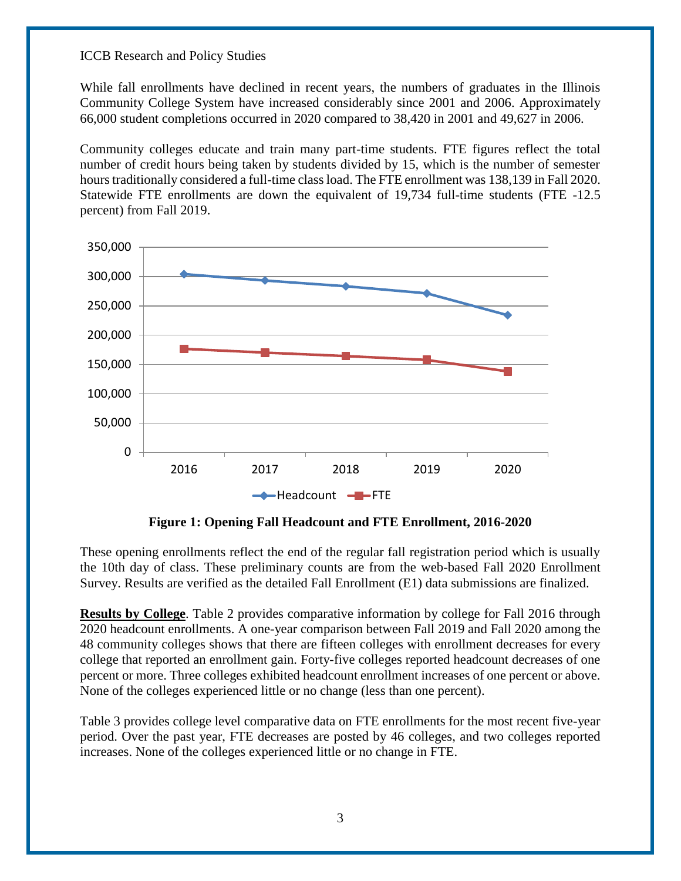While fall enrollments have declined in recent years, the numbers of graduates in the Illinois Community College System have increased considerably since 2001 and 2006. Approximately 66,000 student completions occurred in 2020 compared to 38,420 in 2001 and 49,627 in 2006.

Community colleges educate and train many part-time students. FTE figures reflect the total number of credit hours being taken by students divided by 15, which is the number of semester hours traditionally considered a full-time class load. The FTE enrollment was 138,139 in Fall 2020. Statewide FTE enrollments are down the equivalent of 19,734 full-time students (FTE -12.5 percent) from Fall 2019.

**Figure 1: Opening Fall Headcount and FTE Enrollment, 2016-2020**

These opening enrollments reflect the end of the regular fall registration period which is usually the 10th day of class. These preliminary counts are from the web-based Fall 2020 Enrollment Survey. Results are verified as the detailed Fall Enrollment (E1) data submissions are finalized.

**Results by College**. Table 2 provides comparative information by college for Fall 2016 through 2020 headcount enrollments. A one-year comparison between Fall 2019 and Fall 2020 among the 48 community colleges shows that there are fifteen colleges with enrollment decreases for every college that reported an enrollment gain. Forty-five colleges reported headcount decreases of one percent or more. Three colleges exhibited headcount enrollment increases of one percent or above. None of the colleges experienced little or no change (less than one percent).

Table 3 provides college level comparative data on FTE enrollments for the most recent five-year period. Over the past year, FTE decreases are posted by 46 colleges, and two colleges reported increases. None of the colleges experienced little or no change in FTE.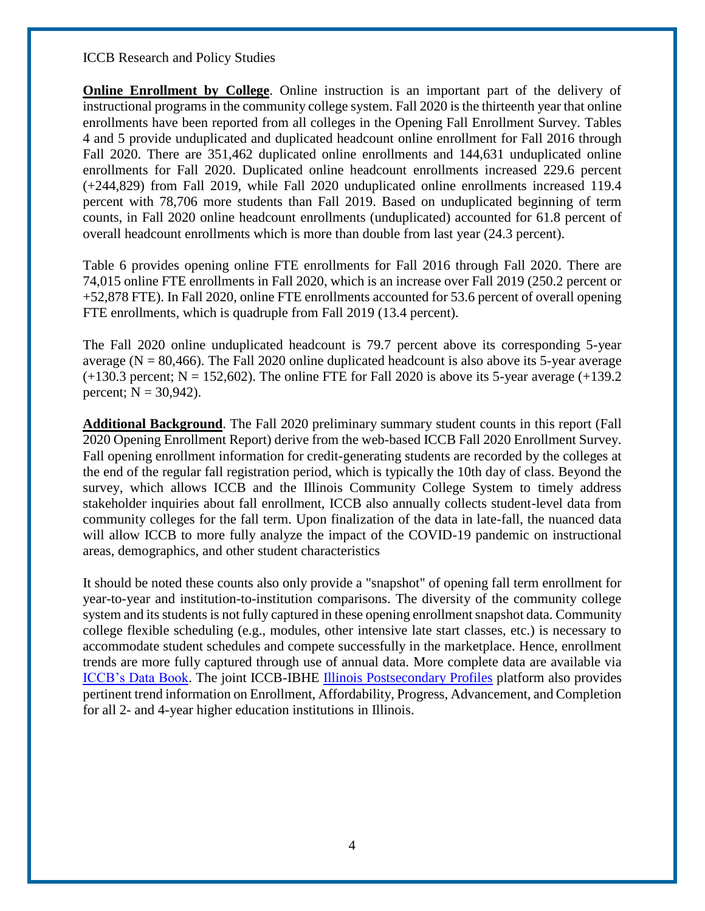**Online Enrollment by College**. Online instruction is an important part of the delivery of instructional programs in the community college system. Fall 2020 is the thirteenth year that online enrollments have been reported from all colleges in the Opening Fall Enrollment Survey. Tables 4 and 5 provide unduplicated and duplicated headcount online enrollment for Fall 2016 through Fall 2020. There are 351,462 duplicated online enrollments and 144,631 unduplicated online enrollments for Fall 2020. Duplicated online headcount enrollments increased 229.6 percent (+244,829) from Fall 2019, while Fall 2020 unduplicated online enrollments increased 119.4 percent with 78,706 more students than Fall 2019. Based on unduplicated beginning of term counts, in Fall 2020 online headcount enrollments (unduplicated) accounted for 61.8 percent of overall headcount enrollments which is more than double from last year (24.3 percent).

Table 6 provides opening online FTE enrollments for Fall 2016 through Fall 2020. There are 74,015 online FTE enrollments in Fall 2020, which is an increase over Fall 2019 (250.2 percent or +52,878 FTE). In Fall 2020, online FTE enrollments accounted for 53.6 percent of overall opening FTE enrollments, which is quadruple from Fall 2019 (13.4 percent).

The Fall 2020 online unduplicated headcount is 79.7 percent above its corresponding 5-year average (N = 80,466). The Fall 2020 online duplicated headcount is also above its 5-year average (+130.3 percent; N = 152,602). The online FTE for Fall 2020 is above its 5-year average (+139.2 percent; N = 30,942).

**Additional Background**. The Fall 2020 preliminary summary student counts in this report (Fall 2020 Opening Enrollment Report) derive from the web-based ICCB Fall 2020 Enrollment Survey. Fall opening enrollment information for credit-generating students are recorded by the colleges at the end of the regular fall registration period, which is typically the 10th day of class. Beyond the survey, which allows ICCB and the Illinois Community College System to timely address stakeholder inquiries about fall enrollment, ICCB also annually collects student-level data from community colleges for the fall term. Upon finalization of the data in late-fall, the nuanced data will allow ICCB to more fully analyze the impact of the COVID-19 pandemic on instructional areas, demographics, and other student characteristics

It should be noted these counts also only provide a "snapshot" of opening fall term enrollment for year-to-year and institution-to-institution comparisons. The diversity of the community college system and its students is not fully captured in these opening enrollment snapshot data. Community college flexible scheduling (e.g., modules, other intensive late start classes, etc.) is necessary to accommodate student schedules and compete successfully in the marketplace. Hence, enrollment trends are more fully captured through use of annual data. More complete data are available via ICCB's Data Book. The joint ICCB-IBHE Illinois Postsecondary Profiles platform also provides pertinent trend information on Enrollment, Affordability, Progress, Advancement, and Completion for all 2- and 4-year higher education institutions in Illinois.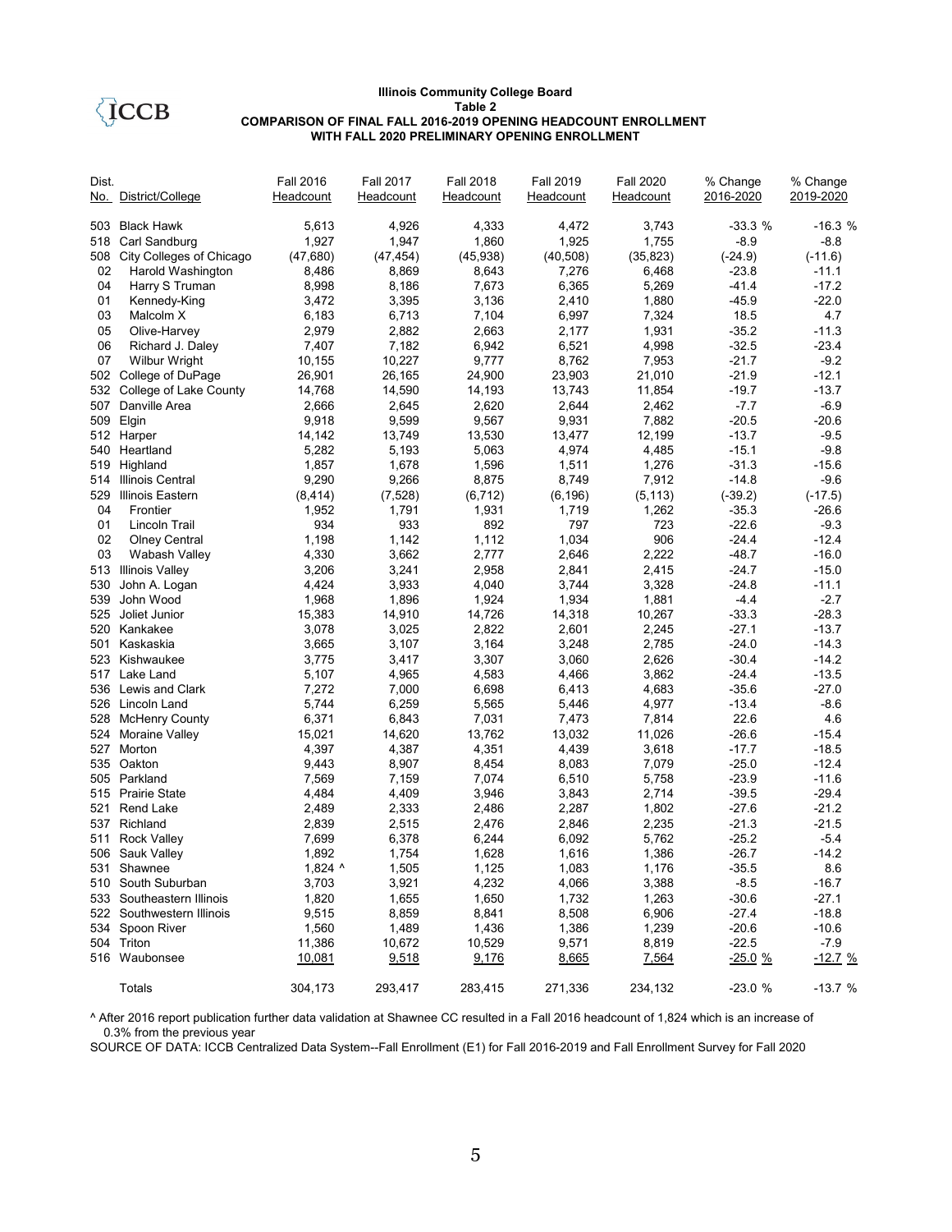**Illinois Community College Board**
**Table 2**
**COMPARISON OF FINAL FALL 2016-2019 OPENING HEADCOUNT ENROLLMENT WITH FALL 2020 PRELIMINARY OPENING ENROLLMENT**

| Dist. No. | District/College | Fall 2016 Headcount | Fall 2017 Headcount | Fall 2018 Headcount | Fall 2019 Headcount | Fall 2020 Headcount | % Change 2016-2020 | % Change 2019-2020 |
|---|---|---|---|---|---|---|---|---|
| 503 | Black Hawk | 5,613 | 4,926 | 4,333 | 4,472 | 3,743 | -33.3 % | -16.3 % |
| 518 | Carl Sandburg | 1,927 | 1,947 | 1,860 | 1,925 | 1,755 | -8.9 | -8.8 |
| 508 | City Colleges of Chicago | (47,680) | (47,454) | (45,938) | (40,508) | (35,823) | (-24.9) | (-11.6) |
| 02 | Harold Washington | 8,486 | 8,869 | 8,643 | 7,276 | 6,468 | -23.8 | -11.1 |
| 04 | Harry S Truman | 8,998 | 8,186 | 7,673 | 6,365 | 5,269 | -41.4 | -17.2 |
| 01 | Kennedy-King | 3,472 | 3,395 | 3,136 | 2,410 | 1,880 | -45.9 | -22.0 |
| 03 | Malcolm X | 6,183 | 6,713 | 7,104 | 6,997 | 7,324 | 18.5 | 4.7 |
| 05 | Olive-Harvey | 2,979 | 2,882 | 2,663 | 2,177 | 1,931 | -35.2 | -11.3 |
| 06 | Richard J. Daley | 7,407 | 7,182 | 6,942 | 6,521 | 4,998 | -32.5 | -23.4 |
| 07 | Wilbur Wright | 10,155 | 10,227 | 9,777 | 8,762 | 7,953 | -21.7 | -9.2 |
| 502 | College of DuPage | 26,901 | 26,165 | 24,900 | 23,903 | 21,010 | -21.9 | -12.1 |
| 532 | College of Lake County | 14,768 | 14,590 | 14,193 | 13,743 | 11,854 | -19.7 | -13.7 |
| 507 | Danville Area | 2,666 | 2,645 | 2,620 | 2,644 | 2,462 | -7.7 | -6.9 |
| 509 | Elgin | 9,918 | 9,599 | 9,567 | 9,931 | 7,882 | -20.5 | -20.6 |
| 512 | Harper | 14,142 | 13,749 | 13,530 | 13,477 | 12,199 | -13.7 | -9.5 |
| 540 | Heartland | 5,282 | 5,193 | 5,063 | 4,974 | 4,485 | -15.1 | -9.8 |
| 519 | Highland | 1,857 | 1,678 | 1,596 | 1,511 | 1,276 | -31.3 | -15.6 |
| 514 | Illinois Central | 9,290 | 9,266 | 8,875 | 8,749 | 7,912 | -14.8 | -9.6 |
| 529 | Illinois Eastern | (8,414) | (7,528) | (6,712) | (6,196) | (5,113) | (-39.2) | (-17.5) |
| 04 | Frontier | 1,952 | 1,791 | 1,931 | 1,719 | 1,262 | -35.3 | -26.6 |
| 01 | Lincoln Trail | 934 | 933 | 892 | 797 | 723 | -22.6 | -9.3 |
| 02 | Olney Central | 1,198 | 1,142 | 1,112 | 1,034 | 906 | -24.4 | -12.4 |
| 03 | Wabash Valley | 4,330 | 3,662 | 2,777 | 2,646 | 2,222 | -48.7 | -16.0 |
| 513 | Illinois Valley | 3,206 | 3,241 | 2,958 | 2,841 | 2,415 | -24.7 | -15.0 |
| 530 | John A. Logan | 4,424 | 3,933 | 4,040 | 3,744 | 3,328 | -24.8 | -11.1 |
| 539 | John Wood | 1,968 | 1,896 | 1,924 | 1,934 | 1,881 | -4.4 | -2.7 |
| 525 | Joliet Junior | 15,383 | 14,910 | 14,726 | 14,318 | 10,267 | -33.3 | -28.3 |
| 520 | Kankakee | 3,078 | 3,025 | 2,822 | 2,601 | 2,245 | -27.1 | -13.7 |
| 501 | Kaskaskia | 3,665 | 3,107 | 3,164 | 3,248 | 2,785 | -24.0 | -14.3 |
| 523 | Kishwaukee | 3,775 | 3,417 | 3,307 | 3,060 | 2,626 | -30.4 | -14.2 |
| 517 | Lake Land | 5,107 | 4,965 | 4,583 | 4,466 | 3,862 | -24.4 | -13.5 |
| 536 | Lewis and Clark | 7,272 | 7,000 | 6,698 | 6,413 | 4,683 | -35.6 | -27.0 |
| 526 | Lincoln Land | 5,744 | 6,259 | 5,565 | 5,446 | 4,977 | -13.4 | -8.6 |
| 528 | McHenry County | 6,371 | 6,843 | 7,031 | 7,473 | 7,814 | 22.6 | 4.6 |
| 524 | Moraine Valley | 15,021 | 14,620 | 13,762 | 13,032 | 11,026 | -26.6 | -15.4 |
| 527 | Morton | 4,397 | 4,387 | 4,351 | 4,439 | 3,618 | -17.7 | -18.5 |
| 535 | Oakton | 9,443 | 8,907 | 8,454 | 8,083 | 7,079 | -25.0 | -12.4 |
| 505 | Parkland | 7,569 | 7,159 | 7,074 | 6,510 | 5,758 | -23.9 | -11.6 |
| 515 | Prairie State | 4,484 | 4,409 | 3,946 | 3,843 | 2,714 | -39.5 | -29.4 |
| 521 | Rend Lake | 2,489 | 2,333 | 2,486 | 2,287 | 1,802 | -27.6 | -21.2 |
| 537 | Richland | 2,839 | 2,515 | 2,476 | 2,846 | 2,235 | -21.3 | -21.5 |
| 511 | Rock Valley | 7,699 | 6,378 | 6,244 | 6,092 | 5,762 | -25.2 | -5.4 |
| 506 | Sauk Valley | 1,892 | 1,754 | 1,628 | 1,616 | 1,386 | -26.7 | -14.2 |
| 531 | Shawnee | 1,824 ^ | 1,505 | 1,125 | 1,083 | 1,176 | -35.5 | 8.6 |
| 510 | South Suburban | 3,703 | 3,921 | 4,232 | 4,066 | 3,388 | -8.5 | -16.7 |
| 533 | Southeastern Illinois | 1,820 | 1,655 | 1,650 | 1,732 | 1,263 | -30.6 | -27.1 |
| 522 | Southwestern Illinois | 9,515 | 8,859 | 8,841 | 8,508 | 6,906 | -27.4 | -18.8 |
| 534 | Spoon River | 1,560 | 1,489 | 1,436 | 1,386 | 1,239 | -20.6 | -10.6 |
| 504 | Triton | 11,386 | 10,672 | 10,529 | 9,571 | 8,819 | -22.5 | -7.9 |
| 516 | Waubonsee | 10,081 | 9,518 | 9,176 | 8,665 | 7,564 | -25.0 % | -12.7 % |
| | Totals | 304,173 | 293,417 | 283,415 | 271,336 | 234,132 | -23.0 % | -13.7 % |

^ After 2016 report publication further data validation at Shawnee CC resulted in a Fall 2016 headcount of 1,824 which is an increase of 0.3% from the previous year

SOURCE OF DATA: ICCB Centralized Data System--Fall Enrollment (E1) for Fall 2016-2019 and Fall Enrollment Survey for Fall 2020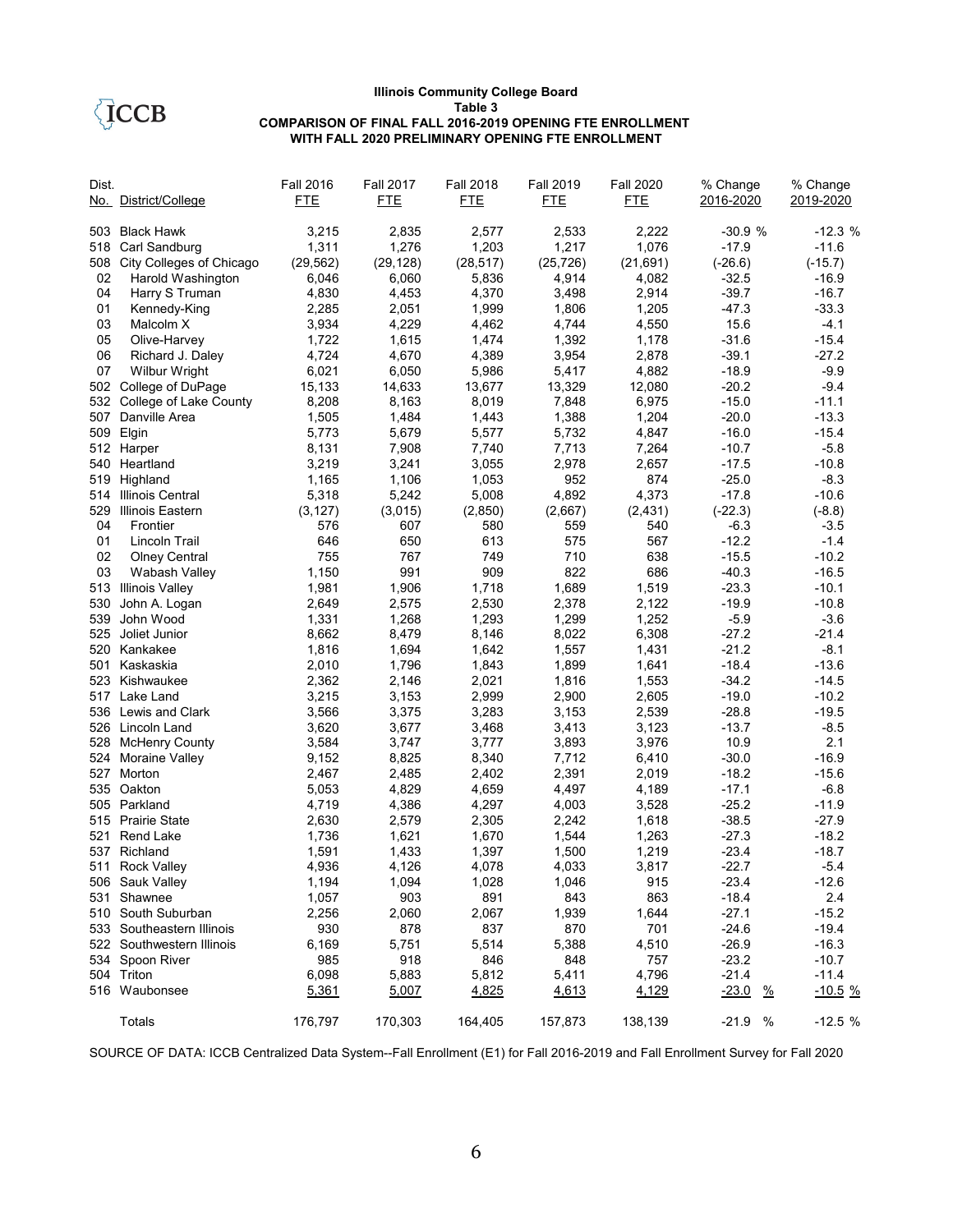**Illinois Community College Board**
**Table 3**
**COMPARISON OF FINAL FALL 2016-2019 OPENING FTE ENROLLMENT WITH FALL 2020 PRELIMINARY OPENING FTE ENROLLMENT**

| Dist. No. | District/College | Fall 2016 FTE | Fall 2017 FTE | Fall 2018 FTE | Fall 2019 FTE | Fall 2020 FTE | % Change 2016-2020 | % Change 2019-2020 |
|---|---|---|---|---|---|---|---|---|
| 503 | Black Hawk | 3,215 | 2,835 | 2,577 | 2,533 | 2,222 | -30.9 % | -12.3 % |
| 518 | Carl Sandburg | 1,311 | 1,276 | 1,203 | 1,217 | 1,076 | -17.9 | -11.6 |
| 508 | City Colleges of Chicago | (29,562) | (29,128) | (28,517) | (25,726) | (21,691) | (-26.6) | (-15.7) |
| 02 | Harold Washington | 6,046 | 6,060 | 5,836 | 4,914 | 4,082 | -32.5 | -16.9 |
| 04 | Harry S Truman | 4,830 | 4,453 | 4,370 | 3,498 | 2,914 | -39.7 | -16.7 |
| 01 | Kennedy-King | 2,285 | 2,051 | 1,999 | 1,806 | 1,205 | -47.3 | -33.3 |
| 03 | Malcolm X | 3,934 | 4,229 | 4,462 | 4,744 | 4,550 | 15.6 | -4.1 |
| 05 | Olive-Harvey | 1,722 | 1,615 | 1,474 | 1,392 | 1,178 | -31.6 | -15.4 |
| 06 | Richard J. Daley | 4,724 | 4,670 | 4,389 | 3,954 | 2,878 | -39.1 | -27.2 |
| 07 | Wilbur Wright | 6,021 | 6,050 | 5,986 | 5,417 | 4,882 | -18.9 | -9.9 |
| 502 | College of DuPage | 15,133 | 14,633 | 13,677 | 13,329 | 12,080 | -20.2 | -9.4 |
| 532 | College of Lake County | 8,208 | 8,163 | 8,019 | 7,848 | 6,975 | -15.0 | -11.1 |
| 507 | Danville Area | 1,505 | 1,484 | 1,443 | 1,388 | 1,204 | -20.0 | -13.3 |
| 509 | Elgin | 5,773 | 5,679 | 5,577 | 5,732 | 4,847 | -16.0 | -15.4 |
| 512 | Harper | 8,131 | 7,908 | 7,740 | 7,713 | 7,264 | -10.7 | -5.8 |
| 540 | Heartland | 3,219 | 3,241 | 3,055 | 2,978 | 2,657 | -17.5 | -10.8 |
| 519 | Highland | 1,165 | 1,106 | 1,053 | 952 | 874 | -25.0 | -8.3 |
| 514 | Illinois Central | 5,318 | 5,242 | 5,008 | 4,892 | 4,373 | -17.8 | -10.6 |
| 529 | Illinois Eastern | (3,127) | (3,015) | (2,850) | (2,667) | (2,431) | (-22.3) | (-8.8) |
| 04 | Frontier | 576 | 607 | 580 | 559 | 540 | -6.3 | -3.5 |
| 01 | Lincoln Trail | 646 | 650 | 613 | 575 | 567 | -12.2 | -1.4 |
| 02 | Olney Central | 755 | 767 | 749 | 710 | 638 | -15.5 | -10.2 |
| 03 | Wabash Valley | 1,150 | 991 | 909 | 822 | 686 | -40.3 | -16.5 |
| 513 | Illinois Valley | 1,981 | 1,906 | 1,718 | 1,689 | 1,519 | -23.3 | -10.1 |
| 530 | John A. Logan | 2,649 | 2,575 | 2,530 | 2,378 | 2,122 | -19.9 | -10.8 |
| 539 | John Wood | 1,331 | 1,268 | 1,293 | 1,299 | 1,252 | -5.9 | -3.6 |
| 525 | Joliet Junior | 8,662 | 8,479 | 8,146 | 8,022 | 6,308 | -27.2 | -21.4 |
| 520 | Kankakee | 1,816 | 1,694 | 1,642 | 1,557 | 1,431 | -21.2 | -8.1 |
| 501 | Kaskaskia | 2,010 | 1,796 | 1,843 | 1,899 | 1,641 | -18.4 | -13.6 |
| 523 | Kishwaukee | 2,362 | 2,146 | 2,021 | 1,816 | 1,553 | -34.2 | -14.5 |
| 517 | Lake Land | 3,215 | 3,153 | 2,999 | 2,900 | 2,605 | -19.0 | -10.2 |
| 536 | Lewis and Clark | 3,566 | 3,375 | 3,283 | 3,153 | 2,539 | -28.8 | -19.5 |
| 526 | Lincoln Land | 3,620 | 3,677 | 3,468 | 3,413 | 3,123 | -13.7 | -8.5 |
| 528 | McHenry County | 3,584 | 3,747 | 3,777 | 3,893 | 3,976 | 10.9 | 2.1 |
| 524 | Moraine Valley | 9,152 | 8,825 | 8,340 | 7,712 | 6,410 | -30.0 | -16.9 |
| 527 | Morton | 2,467 | 2,485 | 2,402 | 2,391 | 2,019 | -18.2 | -15.6 |
| 535 | Oakton | 5,053 | 4,829 | 4,659 | 4,497 | 4,189 | -17.1 | -6.8 |
| 505 | Parkland | 4,719 | 4,386 | 4,297 | 4,003 | 3,528 | -25.2 | -11.9 |
| 515 | Prairie State | 2,630 | 2,579 | 2,305 | 2,242 | 1,618 | -38.5 | -27.9 |
| 521 | Rend Lake | 1,736 | 1,621 | 1,670 | 1,544 | 1,263 | -27.3 | -18.2 |
| 537 | Richland | 1,591 | 1,433 | 1,397 | 1,500 | 1,219 | -23.4 | -18.7 |
| 511 | Rock Valley | 4,936 | 4,126 | 4,078 | 4,033 | 3,817 | -22.7 | -5.4 |
| 506 | Sauk Valley | 1,194 | 1,094 | 1,028 | 1,046 | 915 | -23.4 | -12.6 |
| 531 | Shawnee | 1,057 | 903 | 891 | 843 | 863 | -18.4 | 2.4 |
| 510 | South Suburban | 2,256 | 2,060 | 2,067 | 1,939 | 1,644 | -27.1 | -15.2 |
| 533 | Southeastern Illinois | 930 | 878 | 837 | 870 | 701 | -24.6 | -19.4 |
| 522 | Southwestern Illinois | 6,169 | 5,751 | 5,514 | 5,388 | 4,510 | -26.9 | -16.3 |
| 534 | Spoon River | 985 | 918 | 846 | 848 | 757 | -23.2 | -10.7 |
| 504 | Triton | 6,098 | 5,883 | 5,812 | 5,411 | 4,796 | -21.4 | -11.4 |
| 516 | Waubonsee | 5,361 | 5,007 | 4,825 | 4,613 | 4,129 | -23.0 % | -10.5 % |
| | Totals | 176,797 | 170,303 | 164,405 | 157,873 | 138,139 | -21.9 % | -12.5 % |

SOURCE OF DATA: ICCB Centralized Data System--Fall Enrollment (E1) for Fall 2016-2019 and Fall Enrollment Survey for Fall 2020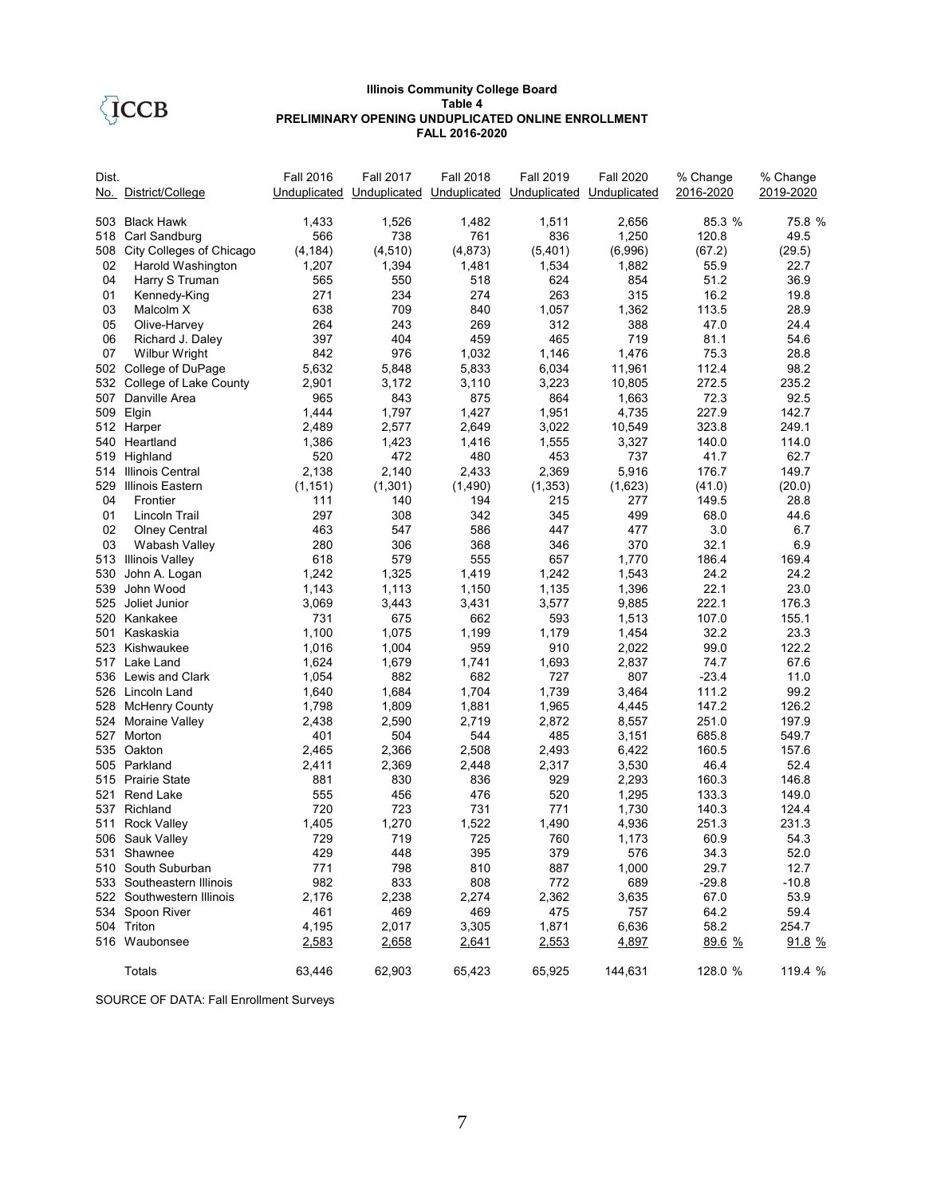ICCB

**Illinois Community College Board**
**Table 4**
**PRELIMINARY OPENING UNDUPLICATED ONLINE ENROLLMENT**
**FALL 2016-2020**

| Dist. No. | District/College | Fall 2016 Unduplicated | Fall 2017 Unduplicated | Fall 2018 Unduplicated | Fall 2019 Unduplicated | Fall 2020 Unduplicated | % Change 2016-2020 | % Change 2019-2020 |
|---|---|---|---|---|---|---|---|---|
| 503 | Black Hawk | 1,433 | 1,526 | 1,482 | 1,511 | 2,656 | 85.3 % | 75.8 % |
| 518 | Carl Sandburg | 566 | 738 | 761 | 836 | 1,250 | 120.8 | 49.5 |
| 508 | City Colleges of Chicago | (4,184) | (4,510) | (4,873) | (5,401) | (6,996) | (67.2) | (29.5) |
| 02 | Harold Washington | 1,207 | 1,394 | 1,481 | 1,534 | 1,882 | 55.9 | 22.7 |
| 04 | Harry S Truman | 565 | 550 | 518 | 624 | 854 | 51.2 | 36.9 |
| 01 | Kennedy-King | 271 | 234 | 274 | 263 | 315 | 16.2 | 19.8 |
| 03 | Malcolm X | 638 | 709 | 840 | 1,057 | 1,362 | 113.5 | 28.9 |
| 05 | Olive-Harvey | 264 | 243 | 269 | 312 | 388 | 47.0 | 24.4 |
| 06 | Richard J. Daley | 397 | 404 | 459 | 465 | 719 | 81.1 | 54.6 |
| 07 | Wilbur Wright | 842 | 976 | 1,032 | 1,146 | 1,476 | 75.3 | 28.8 |
| 502 | College of DuPage | 5,632 | 5,848 | 5,833 | 6,034 | 11,961 | 112.4 | 98.2 |
| 532 | College of Lake County | 2,901 | 3,172 | 3,110 | 3,223 | 10,805 | 272.5 | 235.2 |
| 507 | Danville Area | 965 | 843 | 875 | 864 | 1,663 | 72.3 | 92.5 |
| 509 | Elgin | 1,444 | 1,797 | 1,427 | 1,951 | 4,735 | 227.9 | 142.7 |
| 512 | Harper | 2,489 | 2,577 | 2,649 | 3,022 | 10,549 | 323.8 | 249.1 |
| 540 | Heartland | 1,386 | 1,423 | 1,416 | 1,555 | 3,327 | 140.0 | 114.0 |
| 519 | Highland | 520 | 472 | 480 | 453 | 737 | 41.7 | 62.7 |
| 514 | Illinois Central | 2,138 | 2,140 | 2,433 | 2,369 | 5,916 | 176.7 | 149.7 |
| 529 | Illinois Eastern | (1,151) | (1,301) | (1,490) | (1,353) | (1,623) | (41.0) | (20.0) |
| 04 | Frontier | 111 | 140 | 194 | 215 | 277 | 149.5 | 28.8 |
| 01 | Lincoln Trail | 297 | 308 | 342 | 345 | 499 | 68.0 | 44.6 |
| 02 | Olney Central | 463 | 547 | 586 | 447 | 477 | 3.0 | 6.7 |
| 03 | Wabash Valley | 280 | 306 | 368 | 346 | 370 | 32.1 | 6.9 |
| 513 | Illinois Valley | 618 | 579 | 555 | 657 | 1,770 | 186.4 | 169.4 |
| 530 | John A. Logan | 1,242 | 1,325 | 1,419 | 1,242 | 1,543 | 24.2 | 24.2 |
| 539 | John Wood | 1,143 | 1,113 | 1,150 | 1,135 | 1,396 | 22.1 | 23.0 |
| 525 | Joliet Junior | 3,069 | 3,443 | 3,431 | 3,577 | 9,885 | 222.1 | 176.3 |
| 520 | Kankakee | 731 | 675 | 662 | 593 | 1,513 | 107.0 | 155.1 |
| 501 | Kaskaskia | 1,100 | 1,075 | 1,199 | 1,179 | 1,454 | 32.2 | 23.3 |
| 523 | Kishwaukee | 1,016 | 1,004 | 959 | 910 | 2,022 | 99.0 | 122.2 |
| 517 | Lake Land | 1,624 | 1,679 | 1,741 | 1,693 | 2,837 | 74.7 | 67.6 |
| 536 | Lewis and Clark | 1,054 | 882 | 682 | 727 | 807 | -23.4 | 11.0 |
| 526 | Lincoln Land | 1,640 | 1,684 | 1,704 | 1,739 | 3,464 | 111.2 | 99.2 |
| 528 | McHenry County | 1,798 | 1,809 | 1,881 | 1,965 | 4,445 | 147.2 | 126.2 |
| 524 | Moraine Valley | 2,438 | 2,590 | 2,719 | 2,872 | 8,557 | 251.0 | 197.9 |
| 527 | Morton | 401 | 504 | 544 | 485 | 3,151 | 685.8 | 549.7 |
| 535 | Oakton | 2,465 | 2,366 | 2,508 | 2,493 | 6,422 | 160.5 | 157.6 |
| 505 | Parkland | 2,411 | 2,369 | 2,448 | 2,317 | 3,530 | 46.4 | 52.4 |
| 515 | Prairie State | 881 | 830 | 836 | 929 | 2,293 | 160.3 | 146.8 |
| 521 | Rend Lake | 555 | 456 | 476 | 520 | 1,295 | 133.3 | 149.0 |
| 537 | Richland | 720 | 723 | 731 | 771 | 1,730 | 140.3 | 124.4 |
| 511 | Rock Valley | 1,405 | 1,270 | 1,522 | 1,490 | 4,936 | 251.3 | 231.3 |
| 506 | Sauk Valley | 729 | 719 | 725 | 760 | 1,173 | 60.9 | 54.3 |
| 531 | Shawnee | 429 | 448 | 395 | 379 | 576 | 34.3 | 52.0 |
| 510 | South Suburban | 771 | 798 | 810 | 887 | 1,000 | 29.7 | 12.7 |
| 533 | Southeastern Illinois | 982 | 833 | 808 | 772 | 689 | -29.8 | -10.8 |
| 522 | Southwestern Illinois | 2,176 | 2,238 | 2,274 | 2,362 | 3,635 | 67.0 | 53.9 |
| 534 | Spoon River | 461 | 469 | 469 | 475 | 757 | 64.2 | 59.4 |
| 504 | Triton | 4,195 | 2,017 | 3,305 | 1,871 | 6,636 | 58.2 | 254.7 |
| 516 | Waubonsee | 2,583 | 2,658 | 2,641 | 2,553 | 4,897 | 89.6 % | 91.8 % |
| | Totals | 63,446 | 62,903 | 65,423 | 65,925 | 144,631 | 128.0 % | 119.4 % |

SOURCE OF DATA: Fall Enrollment Surveys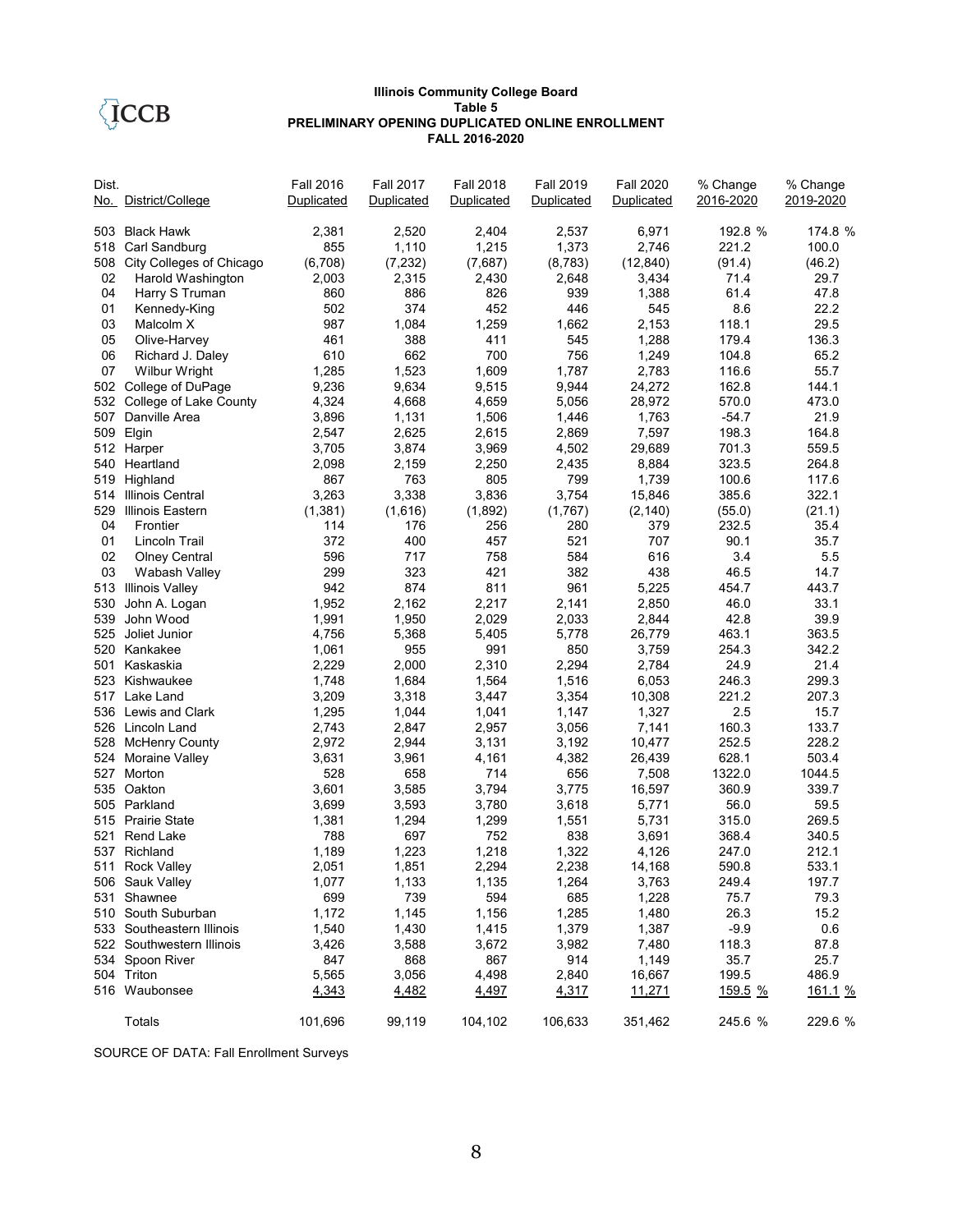**Illinois Community College Board**
**Table 5**
**PRELIMINARY OPENING DUPLICATED ONLINE ENROLLMENT**
**FALL 2016-2020**

| Dist. No. | District/College | Fall 2016 Duplicated | Fall 2017 Duplicated | Fall 2018 Duplicated | Fall 2019 Duplicated | Fall 2020 Duplicated | % Change 2016-2020 | % Change 2019-2020 |
|---|---|---|---|---|---|---|---|---|
| 503 | Black Hawk | 2,381 | 2,520 | 2,404 | 2,537 | 6,971 | 192.8 % | 174.8 % |
| 518 | Carl Sandburg | 855 | 1,110 | 1,215 | 1,373 | 2,746 | 221.2 | 100.0 |
| 508 | City Colleges of Chicago | (6,708) | (7,232) | (7,687) | (8,783) | (12,840) | (91.4) | (46.2) |
| 02 | Harold Washington | 2,003 | 2,315 | 2,430 | 2,648 | 3,434 | 71.4 | 29.7 |
| 04 | Harry S Truman | 860 | 886 | 826 | 939 | 1,388 | 61.4 | 47.8 |
| 01 | Kennedy-King | 502 | 374 | 452 | 446 | 545 | 8.6 | 22.2 |
| 03 | Malcolm X | 987 | 1,084 | 1,259 | 1,662 | 2,153 | 118.1 | 29.5 |
| 05 | Olive-Harvey | 461 | 388 | 411 | 545 | 1,288 | 179.4 | 136.3 |
| 06 | Richard J. Daley | 610 | 662 | 700 | 756 | 1,249 | 104.8 | 65.2 |
| 07 | Wilbur Wright | 1,285 | 1,523 | 1,609 | 1,787 | 2,783 | 116.6 | 55.7 |
| 502 | College of DuPage | 9,236 | 9,634 | 9,515 | 9,944 | 24,272 | 162.8 | 144.1 |
| 532 | College of Lake County | 4,324 | 4,668 | 4,659 | 5,056 | 28,972 | 570.0 | 473.0 |
| 507 | Danville Area | 3,896 | 1,131 | 1,506 | 1,446 | 1,763 | -54.7 | 21.9 |
| 509 | Elgin | 2,547 | 2,625 | 2,615 | 2,869 | 7,597 | 198.3 | 164.8 |
| 512 | Harper | 3,705 | 3,874 | 3,969 | 4,502 | 29,689 | 701.3 | 559.5 |
| 540 | Heartland | 2,098 | 2,159 | 2,250 | 2,435 | 8,884 | 323.5 | 264.8 |
| 519 | Highland | 867 | 763 | 805 | 799 | 1,739 | 100.6 | 117.6 |
| 514 | Illinois Central | 3,263 | 3,338 | 3,836 | 3,754 | 15,846 | 385.6 | 322.1 |
| 529 | Illinois Eastern | (1,381) | (1,616) | (1,892) | (1,767) | (2,140) | (55.0) | (21.1) |
| 04 | Frontier | 114 | 176 | 256 | 280 | 379 | 232.5 | 35.4 |
| 01 | Lincoln Trail | 372 | 400 | 457 | 521 | 707 | 90.1 | 35.7 |
| 02 | Olney Central | 596 | 717 | 758 | 584 | 616 | 3.4 | 5.5 |
| 03 | Wabash Valley | 299 | 323 | 421 | 382 | 438 | 46.5 | 14.7 |
| 513 | Illinois Valley | 942 | 874 | 811 | 961 | 5,225 | 454.7 | 443.7 |
| 530 | John A. Logan | 1,952 | 2,162 | 2,217 | 2,141 | 2,850 | 46.0 | 33.1 |
| 539 | John Wood | 1,991 | 1,950 | 2,029 | 2,033 | 2,844 | 42.8 | 39.9 |
| 525 | Joliet Junior | 4,756 | 5,368 | 5,405 | 5,778 | 26,779 | 463.1 | 363.5 |
| 520 | Kankakee | 1,061 | 955 | 991 | 850 | 3,759 | 254.3 | 342.2 |
| 501 | Kaskaskia | 2,229 | 2,000 | 2,310 | 2,294 | 2,784 | 24.9 | 21.4 |
| 523 | Kishwaukee | 1,748 | 1,684 | 1,564 | 1,516 | 6,053 | 246.3 | 299.3 |
| 517 | Lake Land | 3,209 | 3,318 | 3,447 | 3,354 | 10,308 | 221.2 | 207.3 |
| 536 | Lewis and Clark | 1,295 | 1,044 | 1,041 | 1,147 | 1,327 | 2.5 | 15.7 |
| 526 | Lincoln Land | 2,743 | 2,847 | 2,957 | 3,056 | 7,141 | 160.3 | 133.7 |
| 528 | McHenry County | 2,972 | 2,944 | 3,131 | 3,192 | 10,477 | 252.5 | 228.2 |
| 524 | Moraine Valley | 3,631 | 3,961 | 4,161 | 4,382 | 26,439 | 628.1 | 503.4 |
| 527 | Morton | 528 | 658 | 714 | 656 | 7,508 | 1322.0 | 1044.5 |
| 535 | Oakton | 3,601 | 3,585 | 3,794 | 3,775 | 16,597 | 360.9 | 339.7 |
| 505 | Parkland | 3,699 | 3,593 | 3,780 | 3,618 | 5,771 | 56.0 | 59.5 |
| 515 | Prairie State | 1,381 | 1,294 | 1,299 | 1,551 | 5,731 | 315.0 | 269.5 |
| 521 | Rend Lake | 788 | 697 | 752 | 838 | 3,691 | 368.4 | 340.5 |
| 537 | Richland | 1,189 | 1,223 | 1,218 | 1,322 | 4,126 | 247.0 | 212.1 |
| 511 | Rock Valley | 2,051 | 1,851 | 2,294 | 2,238 | 14,168 | 590.8 | 533.1 |
| 506 | Sauk Valley | 1,077 | 1,133 | 1,135 | 1,264 | 3,763 | 249.4 | 197.7 |
| 531 | Shawnee | 699 | 739 | 594 | 685 | 1,228 | 75.7 | 79.3 |
| 510 | South Suburban | 1,172 | 1,145 | 1,156 | 1,285 | 1,480 | 26.3 | 15.2 |
| 533 | Southeastern Illinois | 1,540 | 1,430 | 1,415 | 1,379 | 1,387 | -9.9 | 0.6 |
| 522 | Southwestern Illinois | 3,426 | 3,588 | 3,672 | 3,982 | 7,480 | 118.3 | 87.8 |
| 534 | Spoon River | 847 | 868 | 867 | 914 | 1,149 | 35.7 | 25.7 |
| 504 | Triton | 5,565 | 3,056 | 4,498 | 2,840 | 16,667 | 199.5 | 486.9 |
| 516 | Waubonsee | 4,343 | 4,482 | 4,497 | 4,317 | 11,271 | 159.5 % | 161.1 % |
| | Totals | 101,696 | 99,119 | 104,102 | 106,633 | 351,462 | 245.6 % | 229.6 % |

SOURCE OF DATA: Fall Enrollment Surveys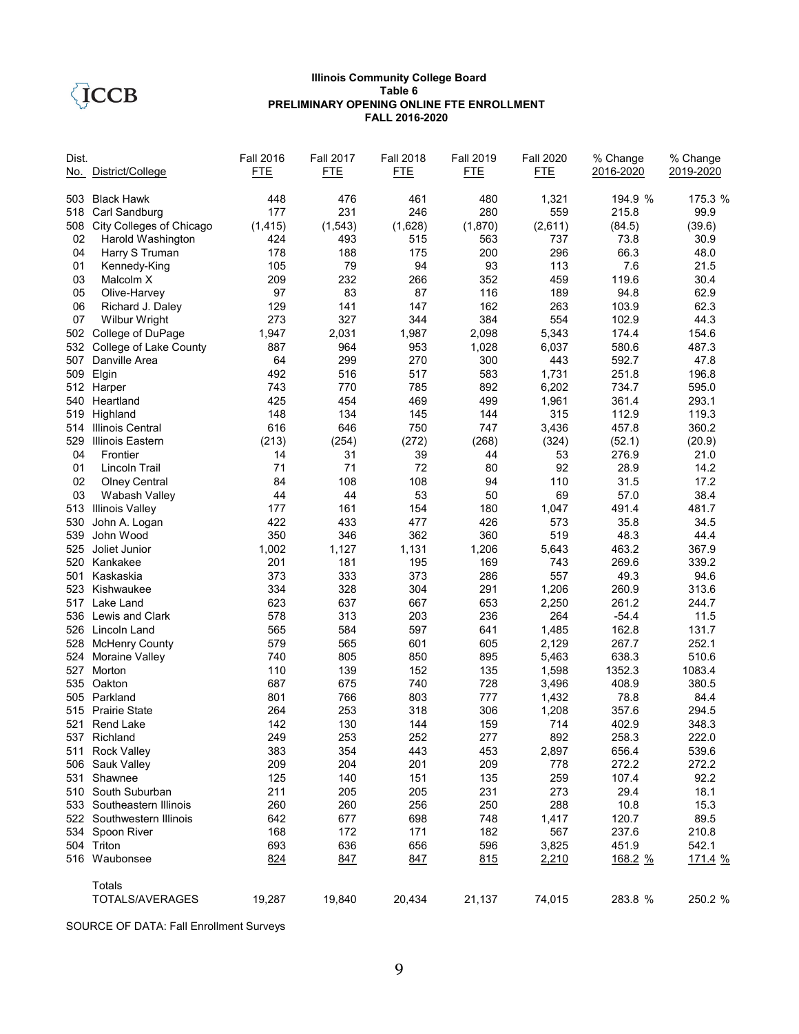**Illinois Community College Board**
**Table 6**
**PRELIMINARY OPENING ONLINE FTE ENROLLMENT**
**FALL 2016-2020**

| Dist. No. | District/College | Fall 2016 FTE | Fall 2017 FTE | Fall 2018 FTE | Fall 2019 FTE | Fall 2020 FTE | % Change 2016-2020 | % Change 2019-2020 |
|---|---|---|---|---|---|---|---|---|
| 503 | Black Hawk | 448 | 476 | 461 | 480 | 1,321 | 194.9 % | 175.3 % |
| 518 | Carl Sandburg | 177 | 231 | 246 | 280 | 559 | 215.8 | 99.9 |
| 508 | City Colleges of Chicago | (1,415) | (1,543) | (1,628) | (1,870) | (2,611) | (84.5) | (39.6) |
| 02 | Harold Washington | 424 | 493 | 515 | 563 | 737 | 73.8 | 30.9 |
| 04 | Harry S Truman | 178 | 188 | 175 | 200 | 296 | 66.3 | 48.0 |
| 01 | Kennedy-King | 105 | 79 | 94 | 93 | 113 | 7.6 | 21.5 |
| 03 | Malcolm X | 209 | 232 | 266 | 352 | 459 | 119.6 | 30.4 |
| 05 | Olive-Harvey | 97 | 83 | 87 | 116 | 189 | 94.8 | 62.9 |
| 06 | Richard J. Daley | 129 | 141 | 147 | 162 | 263 | 103.9 | 62.3 |
| 07 | Wilbur Wright | 273 | 327 | 344 | 384 | 554 | 102.9 | 44.3 |
| 502 | College of DuPage | 1,947 | 2,031 | 1,987 | 2,098 | 5,343 | 174.4 | 154.6 |
| 532 | College of Lake County | 887 | 964 | 953 | 1,028 | 6,037 | 580.6 | 487.3 |
| 507 | Danville Area | 64 | 299 | 270 | 300 | 443 | 592.7 | 47.8 |
| 509 | Elgin | 492 | 516 | 517 | 583 | 1,731 | 251.8 | 196.8 |
| 512 | Harper | 743 | 770 | 785 | 892 | 6,202 | 734.7 | 595.0 |
| 540 | Heartland | 425 | 454 | 469 | 499 | 1,961 | 361.4 | 293.1 |
| 519 | Highland | 148 | 134 | 145 | 144 | 315 | 112.9 | 119.3 |
| 514 | Illinois Central | 616 | 646 | 750 | 747 | 3,436 | 457.8 | 360.2 |
| 529 | Illinois Eastern | (213) | (254) | (272) | (268) | (324) | (52.1) | (20.9) |
| 04 | Frontier | 14 | 31 | 39 | 44 | 53 | 276.9 | 21.0 |
| 01 | Lincoln Trail | 71 | 71 | 72 | 80 | 92 | 28.9 | 14.2 |
| 02 | Olney Central | 84 | 108 | 108 | 94 | 110 | 31.5 | 17.2 |
| 03 | Wabash Valley | 44 | 44 | 53 | 50 | 69 | 57.0 | 38.4 |
| 513 | Illinois Valley | 177 | 161 | 154 | 180 | 1,047 | 491.4 | 481.7 |
| 530 | John A. Logan | 422 | 433 | 477 | 426 | 573 | 35.8 | 34.5 |
| 539 | John Wood | 350 | 346 | 362 | 360 | 519 | 48.3 | 44.4 |
| 525 | Joliet Junior | 1,002 | 1,127 | 1,131 | 1,206 | 5,643 | 463.2 | 367.9 |
| 520 | Kankakee | 201 | 181 | 195 | 169 | 743 | 269.6 | 339.2 |
| 501 | Kaskaskia | 373 | 333 | 373 | 286 | 557 | 49.3 | 94.6 |
| 523 | Kishwaukee | 334 | 328 | 304 | 291 | 1,206 | 260.9 | 313.6 |
| 517 | Lake Land | 623 | 637 | 667 | 653 | 2,250 | 261.2 | 244.7 |
| 536 | Lewis and Clark | 578 | 313 | 203 | 236 | 264 | -54.4 | 11.5 |
| 526 | Lincoln Land | 565 | 584 | 597 | 641 | 1,485 | 162.8 | 131.7 |
| 528 | McHenry County | 579 | 565 | 601 | 605 | 2,129 | 267.7 | 252.1 |
| 524 | Moraine Valley | 740 | 805 | 850 | 895 | 5,463 | 638.3 | 510.6 |
| 527 | Morton | 110 | 139 | 152 | 135 | 1,598 | 1352.3 | 1083.4 |
| 535 | Oakton | 687 | 675 | 740 | 728 | 3,496 | 408.9 | 380.5 |
| 505 | Parkland | 801 | 766 | 803 | 777 | 1,432 | 78.8 | 84.4 |
| 515 | Prairie State | 264 | 253 | 318 | 306 | 1,208 | 357.6 | 294.5 |
| 521 | Rend Lake | 142 | 130 | 144 | 159 | 714 | 402.9 | 348.3 |
| 537 | Richland | 249 | 253 | 252 | 277 | 892 | 258.3 | 222.0 |
| 511 | Rock Valley | 383 | 354 | 443 | 453 | 2,897 | 656.4 | 539.6 |
| 506 | Sauk Valley | 209 | 204 | 201 | 209 | 778 | 272.2 | 272.2 |
| 531 | Shawnee | 125 | 140 | 151 | 135 | 259 | 107.4 | 92.2 |
| 510 | South Suburban | 211 | 205 | 205 | 231 | 273 | 29.4 | 18.1 |
| 533 | Southeastern Illinois | 260 | 260 | 256 | 250 | 288 | 10.8 | 15.3 |
| 522 | Southwestern Illinois | 642 | 677 | 698 | 748 | 1,417 | 120.7 | 89.5 |
| 534 | Spoon River | 168 | 172 | 171 | 182 | 567 | 237.6 | 210.8 |
| 504 | Triton | 693 | 636 | 656 | 596 | 3,825 | 451.9 | 542.1 |
| 516 | Waubonsee | 824 | 847 | 847 | 815 | 2,210 | 168.2 % | 171.4 % |
| | Totals | | | | | | | |
| | TOTALS/AVERAGES | 19,287 | 19,840 | 20,434 | 21,137 | 74,015 | 283.8 % | 250.2 % |

SOURCE OF DATA: Fall Enrollment Surveys